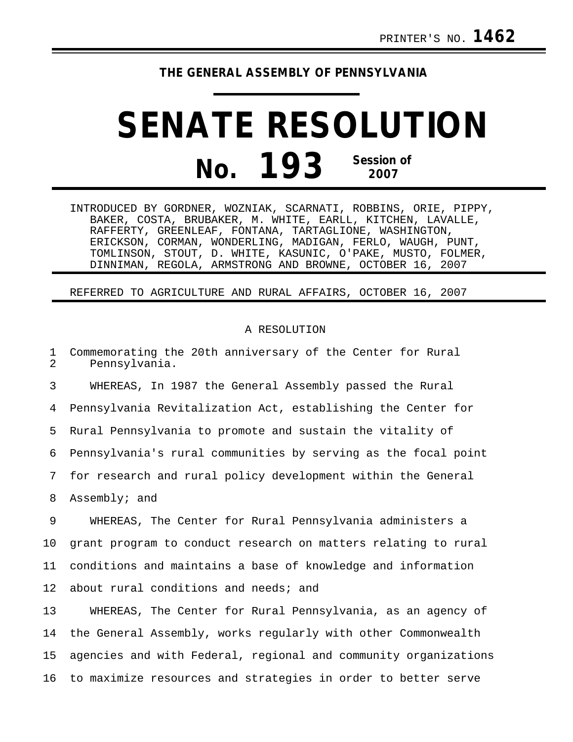PRINTER'S NO. **1462**

**THE GENERAL ASSEMBLY OF PENNSYLVANIA**

# SENATE RESOLUTION

## No. 193 Session of 2007

INTRODUCED BY GORDNER, WOZNIAK, SCARNATI, ROBBINS, ORIE, PIPPY, BAKER, COSTA, BRUBAKER, M. WHITE, EARLL, KITCHEN, LAVALLE, RAFFERTY, GREENLEAF, FONTANA, TARTAGLIONE, WASHINGTON, ERICKSON, CORMAN, WONDERLING, MADIGAN, FERLO, WAUGH, PUNT, TOMLINSON, STOUT, D. WHITE, KASUNIC, O'PAKE, MUSTO, FOLMER, DINNIMAN, REGOLA, ARMSTRONG AND BROWNE, OCTOBER 16, 2007

REFERRED TO AGRICULTURE AND RURAL AFFAIRS, OCTOBER 16, 2007

A RESOLUTION

Commemorating the 20th anniversary of the Center for Rural Pennsylvania.

WHEREAS, In 1987 the General Assembly passed the Rural Pennsylvania Revitalization Act, establishing the Center for Rural Pennsylvania to promote and sustain the vitality of Pennsylvania's rural communities by serving as the focal point for research and rural policy development within the General Assembly; and

WHEREAS, The Center for Rural Pennsylvania administers a grant program to conduct research on matters relating to rural conditions and maintains a base of knowledge and information about rural conditions and needs; and

WHEREAS, The Center for Rural Pennsylvania, as an agency of the General Assembly, works regularly with other Commonwealth agencies and with Federal, regional and community organizations to maximize resources and strategies in order to better serve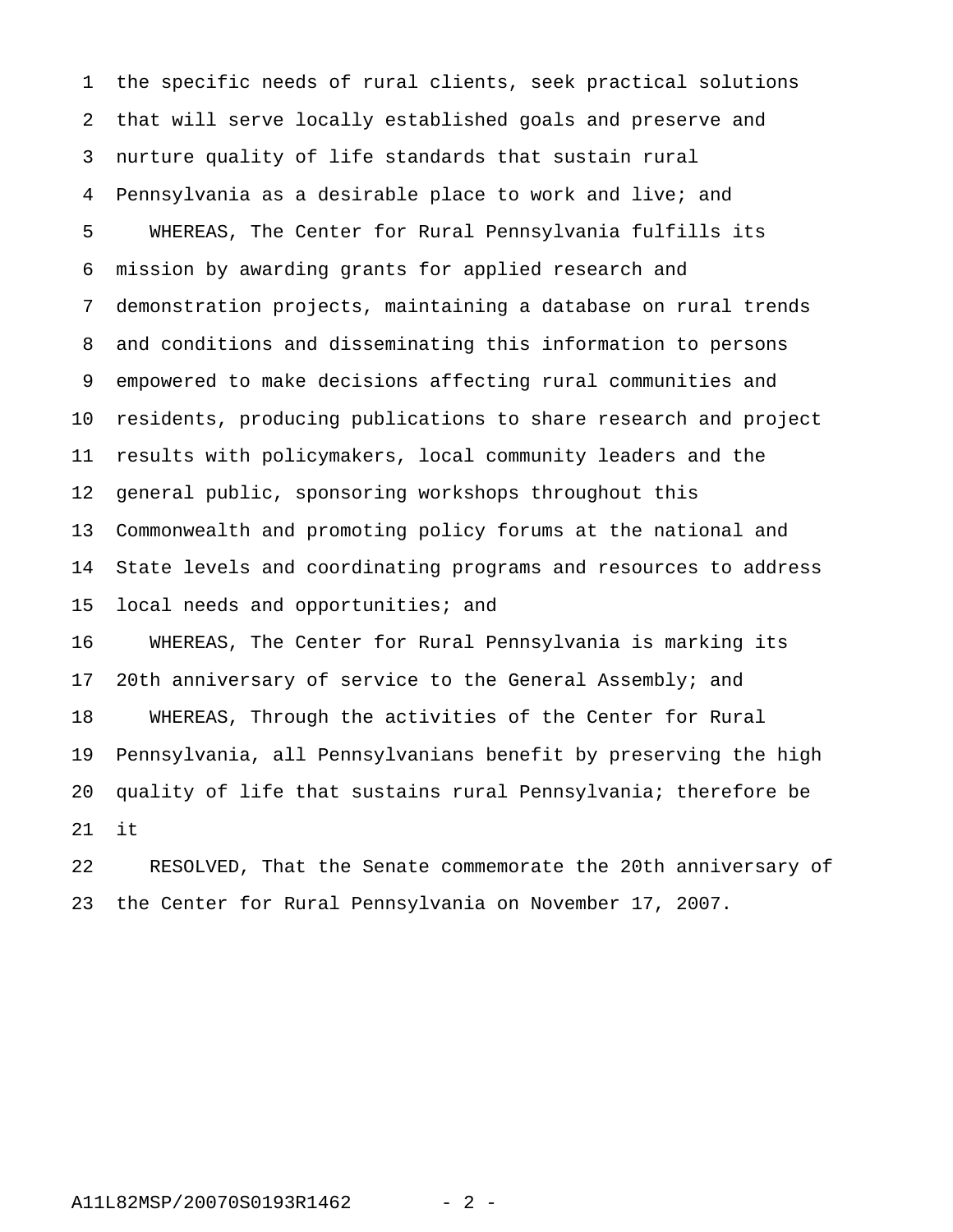the specific needs of rural clients, seek practical solutions that will serve locally established goals and preserve and nurture quality of life standards that sustain rural Pennsylvania as a desirable place to work and live; and

WHEREAS, The Center for Rural Pennsylvania fulfills its mission by awarding grants for applied research and demonstration projects, maintaining a database on rural trends and conditions and disseminating this information to persons empowered to make decisions affecting rural communities and residents, producing publications to share research and project results with policymakers, local community leaders and the general public, sponsoring workshops throughout this Commonwealth and promoting policy forums at the national and State levels and coordinating programs and resources to address local needs and opportunities; and

WHEREAS, The Center for Rural Pennsylvania is marking its 20th anniversary of service to the General Assembly; and

WHEREAS, Through the activities of the Center for Rural Pennsylvania, all Pennsylvanians benefit by preserving the high quality of life that sustains rural Pennsylvania; therefore be it

RESOLVED, That the Senate commemorate the 20th anniversary of the Center for Rural Pennsylvania on November 17, 2007.